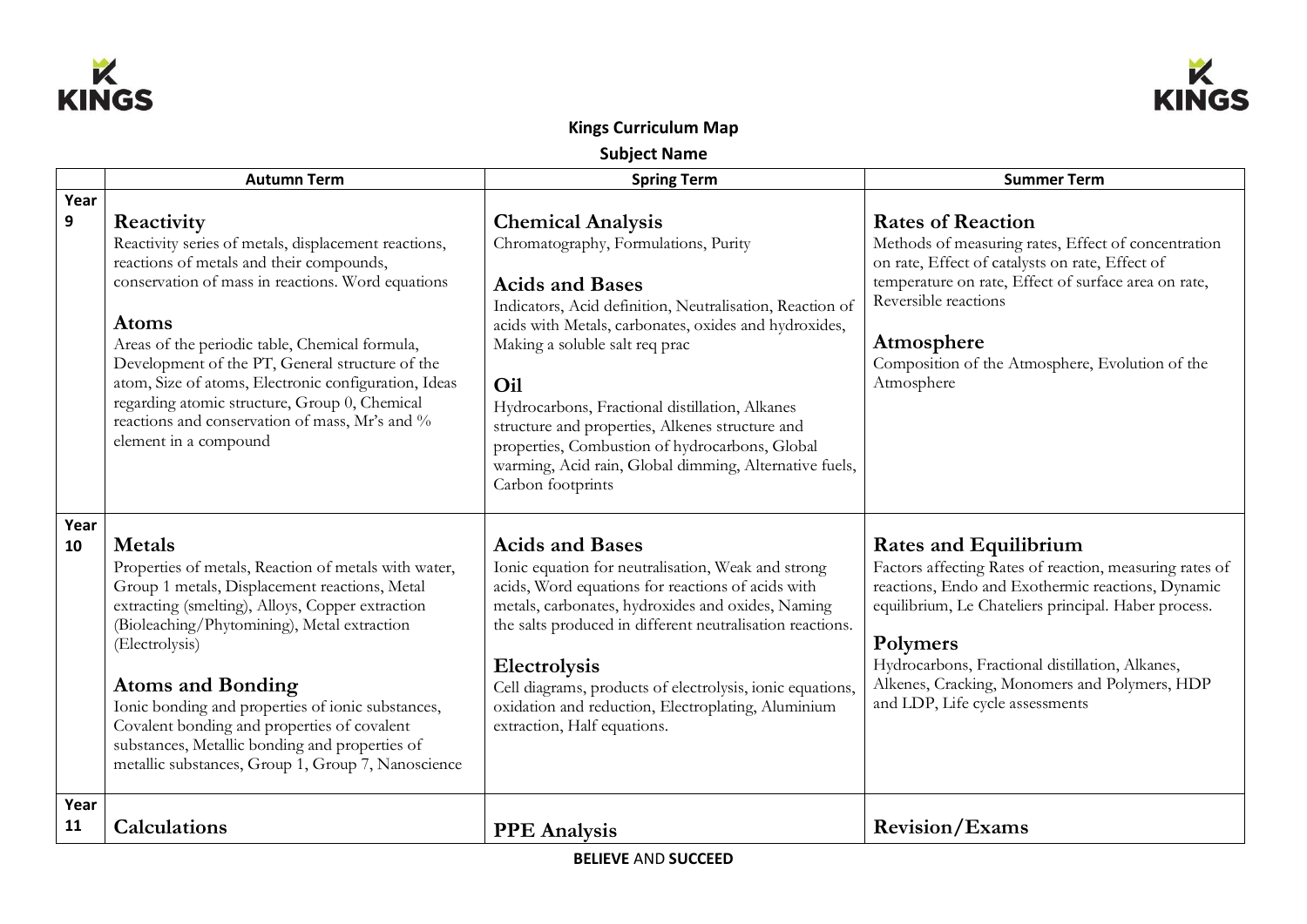**Kings Curriculum Map**

**Subject Name**

| | Autumn Term | Spring Term | Summer Term |
|---|---|---|---|
| Year 9 | **Reactivity**<br>Reactivity series of metals, displacement reactions, reactions of metals and their compounds, conservation of mass in reactions. Word equations<br><br>**Atoms**<br>Areas of the periodic table, Chemical formula, Development of the PT, General structure of the atom, Size of atoms, Electronic configuration, Ideas regarding atomic structure, Group 0, Chemical reactions and conservation of mass, Mr's and % element in a compound | **Chemical Analysis**<br>Chromatography, Formulations, Purity<br><br>**Acids and Bases**<br>Indicators, Acid definition, Neutralisation, Reaction of acids with Metals, carbonates, oxides and hydroxides, Making a soluble salt req prac<br><br>**Oil**<br>Hydrocarbons, Fractional distillation, Alkanes structure and properties, Alkenes structure and properties, Combustion of hydrocarbons, Global warming, Acid rain, Global dimming, Alternative fuels, Carbon footprints | **Rates of Reaction**<br>Methods of measuring rates, Effect of concentration on rate, Effect of catalysts on rate, Effect of temperature on rate, Effect of surface area on rate, Reversible reactions<br><br>**Atmosphere**<br>Composition of the Atmosphere, Evolution of the Atmosphere |
| Year 10 | **Metals**<br>Properties of metals, Reaction of metals with water, Group 1 metals, Displacement reactions, Metal extracting (smelting), Alloys, Copper extraction (Bioleaching/Phytomining), Metal extraction (Electrolysis)<br><br>**Atoms and Bonding**<br>Ionic bonding and properties of ionic substances, Covalent bonding and properties of covalent substances, Metallic bonding and properties of metallic substances, Group 1, Group 7, Nanoscience | **Acids and Bases**<br>Ionic equation for neutralisation, Weak and strong acids, Word equations for reactions of acids with metals, carbonates, hydroxides and oxides, Naming the salts produced in different neutralisation reactions.<br><br>**Electrolysis**<br>Cell diagrams, products of electrolysis, ionic equations, oxidation and reduction, Electroplating, Aluminium extraction, Half equations. | **Rates and Equilibrium**<br>Factors affecting Rates of reaction, measuring rates of reactions, Endo and Exothermic reactions, Dynamic equilibrium, Le Chateliers principal. Haber process.<br><br>**Polymers**<br>Hydrocarbons, Fractional distillation, Alkanes, Alkenes, Cracking, Monomers and Polymers, HDP and LDP, Life cycle assessments |
| Year 11 | **Calculations** | **PPE Analysis** | **Revision/Exams** |

**BELIEVE** AND **SUCCEED**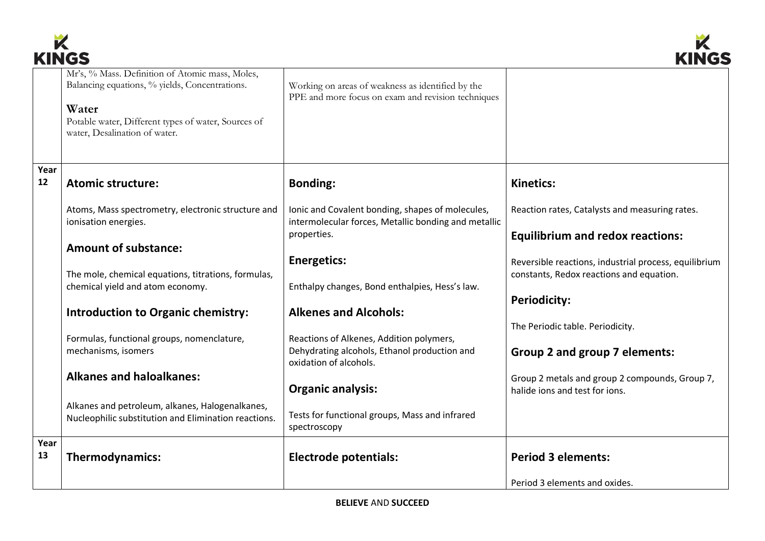| | | | |
|---|---|---|---|
| | Mr's, % Mass. Definition of Atomic mass, Moles, Balancing equations, % yields, Concentrations.<br><br>**Water**<br>Potable water, Different types of water, Sources of water, Desalination of water. | Working on areas of weakness as identified by the PPE and more focus on exam and revision techniques | |
| **Year 12** | **Atomic structure:**<br><br>Atoms, Mass spectrometry, electronic structure and ionisation energies.<br><br>**Amount of substance:**<br><br>The mole, chemical equations, titrations, formulas, chemical yield and atom economy.<br><br>**Introduction to Organic chemistry:**<br><br>Formulas, functional groups, nomenclature, mechanisms, isomers<br><br>**Alkanes and haloalkanes:**<br><br>Alkanes and petroleum, alkanes, Halogenalkanes, Nucleophilic substitution and Elimination reactions. | **Bonding:**<br><br>Ionic and Covalent bonding, shapes of molecules, intermolecular forces, Metallic bonding and metallic properties.<br><br>**Energetics:**<br><br>Enthalpy changes, Bond enthalpies, Hess's law.<br><br>**Alkenes and Alcohols:**<br><br>Reactions of Alkenes, Addition polymers, Dehydrating alcohols, Ethanol production and oxidation of alcohols.<br><br>**Organic analysis:**<br><br>Tests for functional groups, Mass and infrared spectroscopy | **Kinetics:**<br><br>Reaction rates, Catalysts and measuring rates.<br><br>**Equilibrium and redox reactions:**<br><br>Reversible reactions, industrial process, equilibrium constants, Redox reactions and equation.<br><br>**Periodicity:**<br><br>The Periodic table. Periodicity.<br><br>**Group 2 and group 7 elements:**<br><br>Group 2 metals and group 2 compounds, Group 7, halide ions and test for ions. |
| **Year 13** | **Thermodynamics:** | **Electrode potentials:** | **Period 3 elements:**<br><br>Period 3 elements and oxides. |

**BELIEVE** AND **SUCCEED**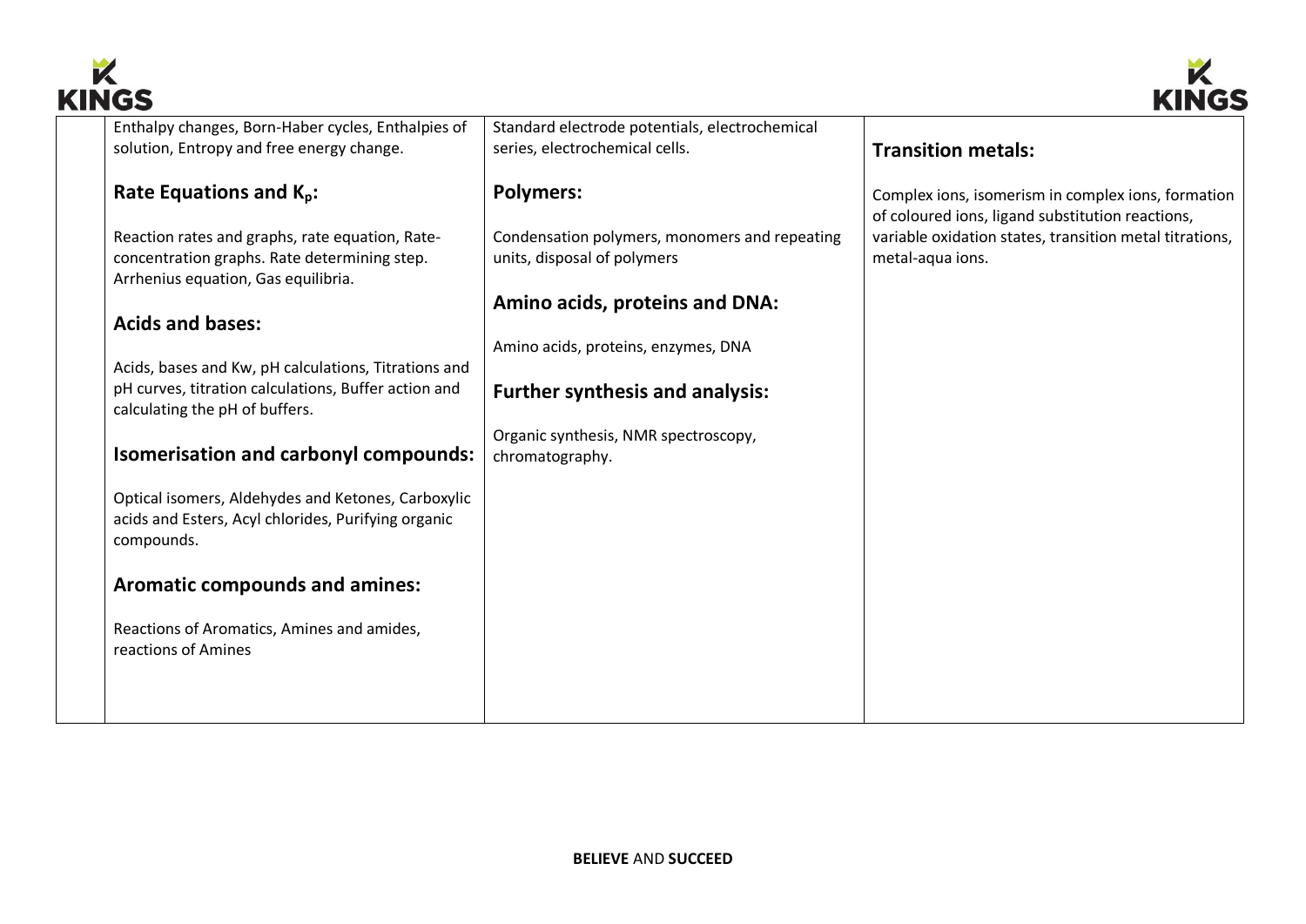| | | | |
|---|---|---|---|
| | Enthalpy changes, Born-Haber cycles, Enthalpies of solution, Entropy and free energy change.<br><br>**Rate Equations and $K_p$:**<br><br>Reaction rates and graphs, rate equation, Rate-concentration graphs. Rate determining step. Arrhenius equation, Gas equilibria.<br><br>**Acids and bases:**<br><br>Acids, bases and Kw, pH calculations, Titrations and pH curves, titration calculations, Buffer action and calculating the pH of buffers.<br><br>**Isomerisation and carbonyl compounds:**<br><br>Optical isomers, Aldehydes and Ketones, Carboxylic acids and Esters, Acyl chlorides, Purifying organic compounds.<br><br>**Aromatic compounds and amines:**<br><br>Reactions of Aromatics, Amines and amides, reactions of Amines | Standard electrode potentials, electrochemical series, electrochemical cells.<br><br>**Polymers:**<br><br>Condensation polymers, monomers and repeating units, disposal of polymers<br><br>**Amino acids, proteins and DNA:**<br><br>Amino acids, proteins, enzymes, DNA<br><br>**Further synthesis and analysis:**<br><br>Organic synthesis, NMR spectroscopy, chromatography. | **Transition metals:**<br><br>Complex ions, isomerism in complex ions, formation of coloured ions, ligand substitution reactions, variable oxidation states, transition metal titrations, metal-aqua ions. |

**BELIEVE** AND **SUCCEED**